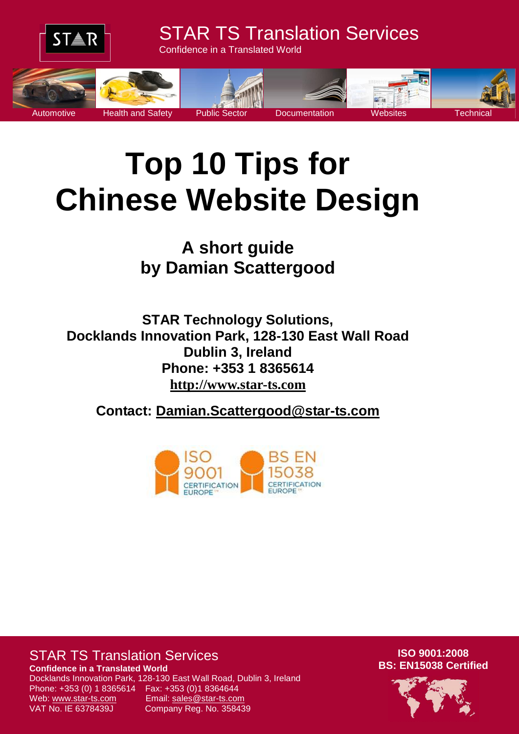STAR TS Translation Services

Confidence in a Translated World

Automotive | Health and Safety | Public Sector | Documentation | Websites | Technical

# Top 10 Tips for Chinese Website Design

## A short guide by Damian Scattergood

**STAR Technology Solutions,**
**Docklands Innovation Park, 128-130 East Wall Road**
**Dublin 3, Ireland**
**Phone: +353 1 8365614**
**http://www.star-ts.com**

**Contact: Damian.Scattergood@star-ts.com**

STAR TS Translation Services
**Confidence in a Translated World**
Docklands Innovation Park, 128-130 East Wall Road, Dublin 3, Ireland
Phone: +353 (0) 1 8365614 Fax: +353 (0)1 8364644
Web: www.star-ts.com Email: sales@star-ts.com
VAT No. IE 6378439J Company Reg. No. 358439

**ISO 9001:2008**
**BS: EN15038 Certified**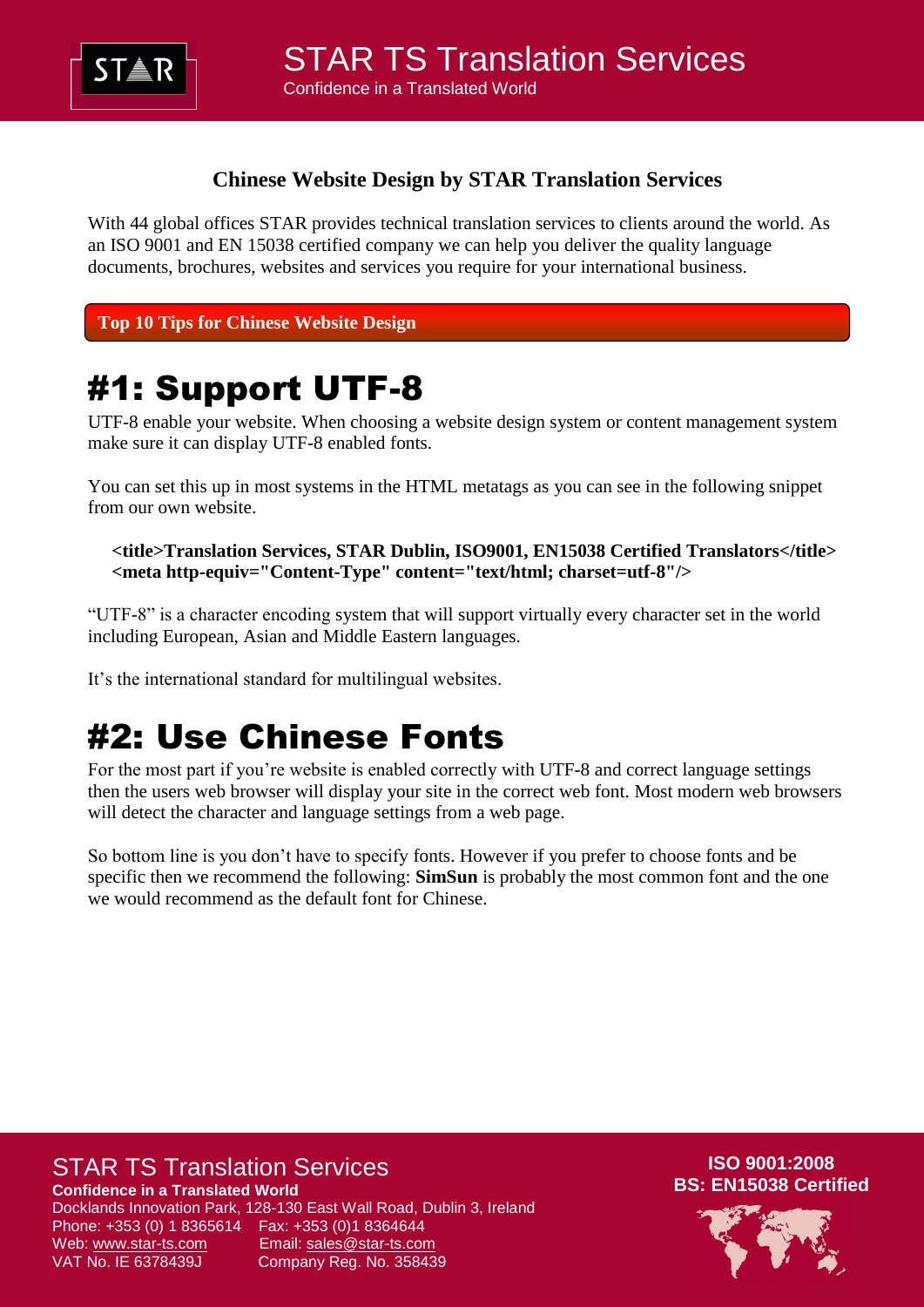## Chinese Website Design by STAR Translation Services

With 44 global offices STAR provides technical translation services to clients around the world. As an ISO 9001 and EN 15038 certified company we can help you deliver the quality language documents, brochures, websites and services you require for your international business.

**Top 10 Tips for Chinese Website Design**

# #1: Support UTF-8

UTF-8 enable your website. When choosing a website design system or content management system make sure it can display UTF-8 enabled fonts.

You can set this up in most systems in the HTML metatags as you can see in the following snippet from our own website.

```
<title>Translation Services, STAR Dublin, ISO9001, EN15038 Certified Translators</title>
<meta http-equiv="Content-Type" content="text/html; charset=utf-8"/>
```

"UTF-8" is a character encoding system that will support virtually every character set in the world including European, Asian and Middle Eastern languages.

It's the international standard for multilingual websites.

# #2: Use Chinese Fonts

For the most part if you're website is enabled correctly with UTF-8 and correct language settings then the users web browser will display your site in the correct web font. Most modern web browsers will detect the character and language settings from a web page.

So bottom line is you don't have to specify fonts. However if you prefer to choose fonts and be specific then we recommend the following: **SimSun** is probably the most common font and the one we would recommend as the default font for Chinese.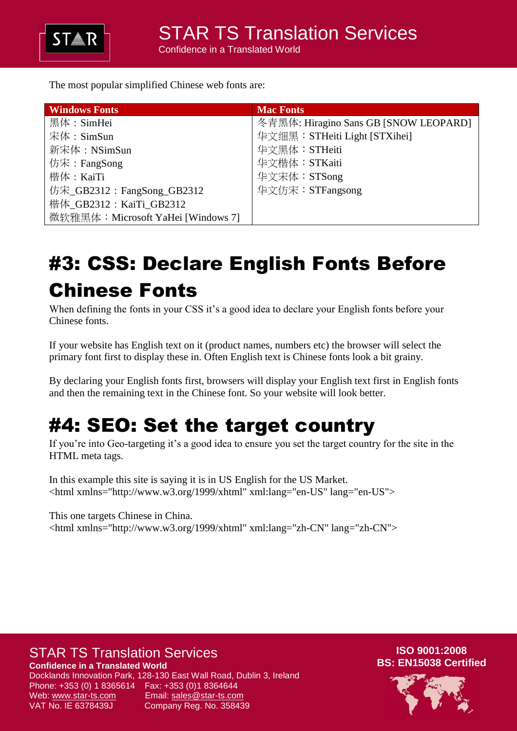The most popular simplified Chinese web fonts are:

| Windows Fonts | Mac Fonts |
|---|---|
| 黑体：SimHei | 冬青黑体: Hiragino Sans GB [SNOW LEOPARD] |
| 宋体：SimSun | 华文细黑：STHeiti Light [STXihei] |
| 新宋体：NSimSun | 华文黑体：STHeiti |
| 仿宋：FangSong | 华文楷体：STKaiti |
| 楷体：KaiTi | 华文宋体：STSong |
| 仿宋_GB2312：FangSong_GB2312 | 华文仿宋：STFangsong |
| 楷体_GB2312：KaiTi_GB2312 | |
| 微软雅黑体：Microsoft YaHei [Windows 7] | |

# #3: CSS: Declare English Fonts Before Chinese Fonts

When defining the fonts in your CSS it's a good idea to declare your English fonts before your Chinese fonts.

If your website has English text on it (product names, numbers etc) the browser will select the primary font first to display these in. Often English text is Chinese fonts look a bit grainy.

By declaring your English fonts first, browsers will display your English text first in English fonts and then the remaining text in the Chinese font. So your website will look better.

# #4: SEO: Set the target country

If you're into Geo-targeting it's a good idea to ensure you set the target country for the site in the HTML meta tags.

In this example this site is saying it is in US English for the US Market.

```
<html xmlns="http://www.w3.org/1999/xhtml" xml:lang="en-US" lang="en-US">
```

This one targets Chinese in China.

```
<html xmlns="http://www.w3.org/1999/xhtml" xml:lang="zh-CN" lang="zh-CN">
```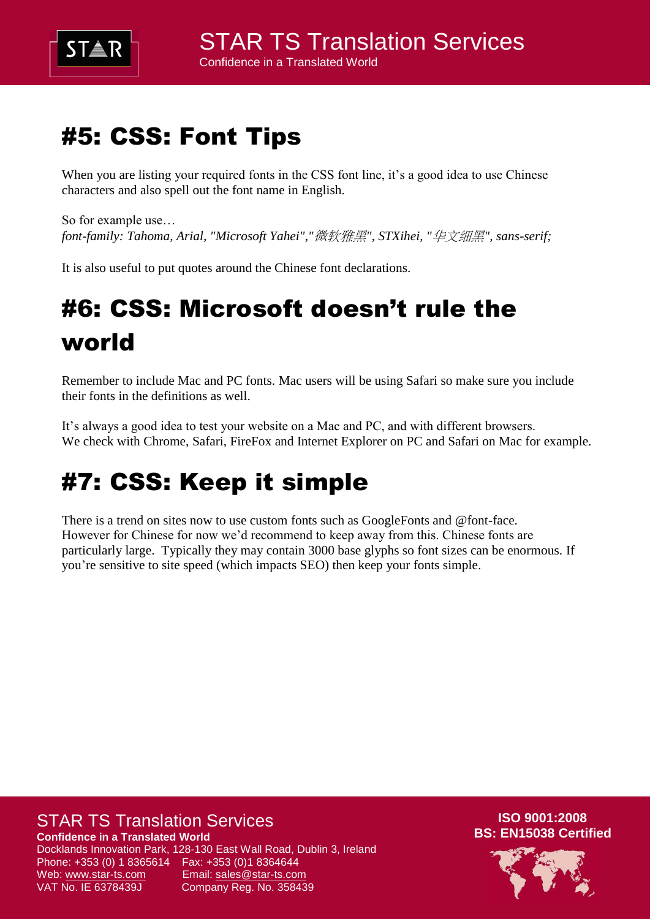## #5: CSS: Font Tips

When you are listing your required fonts in the CSS font line, it's a good idea to use Chinese characters and also spell out the font name in English.

So for example use…
*font-family: Tahoma, Arial, "Microsoft Yahei","微软雅黑", STXihei, "华文细黑", sans-serif;*

It is also useful to put quotes around the Chinese font declarations.

## #6: CSS: Microsoft doesn't rule the world

Remember to include Mac and PC fonts. Mac users will be using Safari so make sure you include their fonts in the definitions as well.

It's always a good idea to test your website on a Mac and PC, and with different browsers.
We check with Chrome, Safari, FireFox and Internet Explorer on PC and Safari on Mac for example.

## #7: CSS: Keep it simple

There is a trend on sites now to use custom fonts such as GoogleFonts and @font-face.
However for Chinese for now we'd recommend to keep away from this. Chinese fonts are particularly large. Typically they may contain 3000 base glyphs so font sizes can be enormous. If you're sensitive to site speed (which impacts SEO) then keep your fonts simple.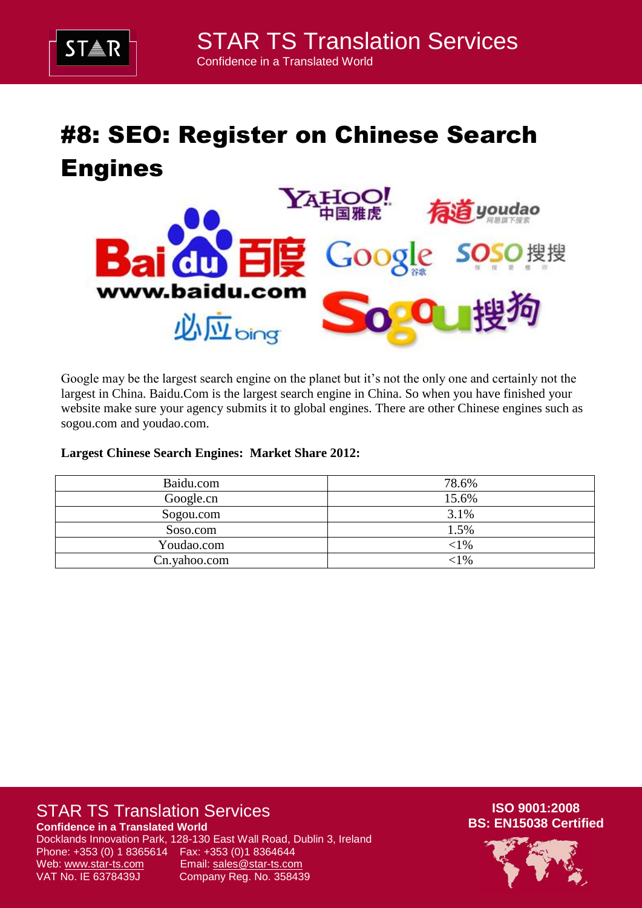# #8: SEO: Register on Chinese Search Engines

Google may be the largest search engine on the planet but it's not the only one and certainly not the largest in China. Baidu.Com is the largest search engine in China. So when you have finished your website make sure your agency submits it to global engines. There are other Chinese engines such as sogou.com and youdao.com.

**Largest Chinese Search Engines: Market Share 2012:**

| Search Engine | Market Share |
| --- | --- |
| Baidu.com | 78.6% |
| Google.cn | 15.6% |
| Sogou.com | 3.1% |
| Soso.com | 1.5% |
| Youdao.com | <1% |
| Cn.yahoo.com | <1% |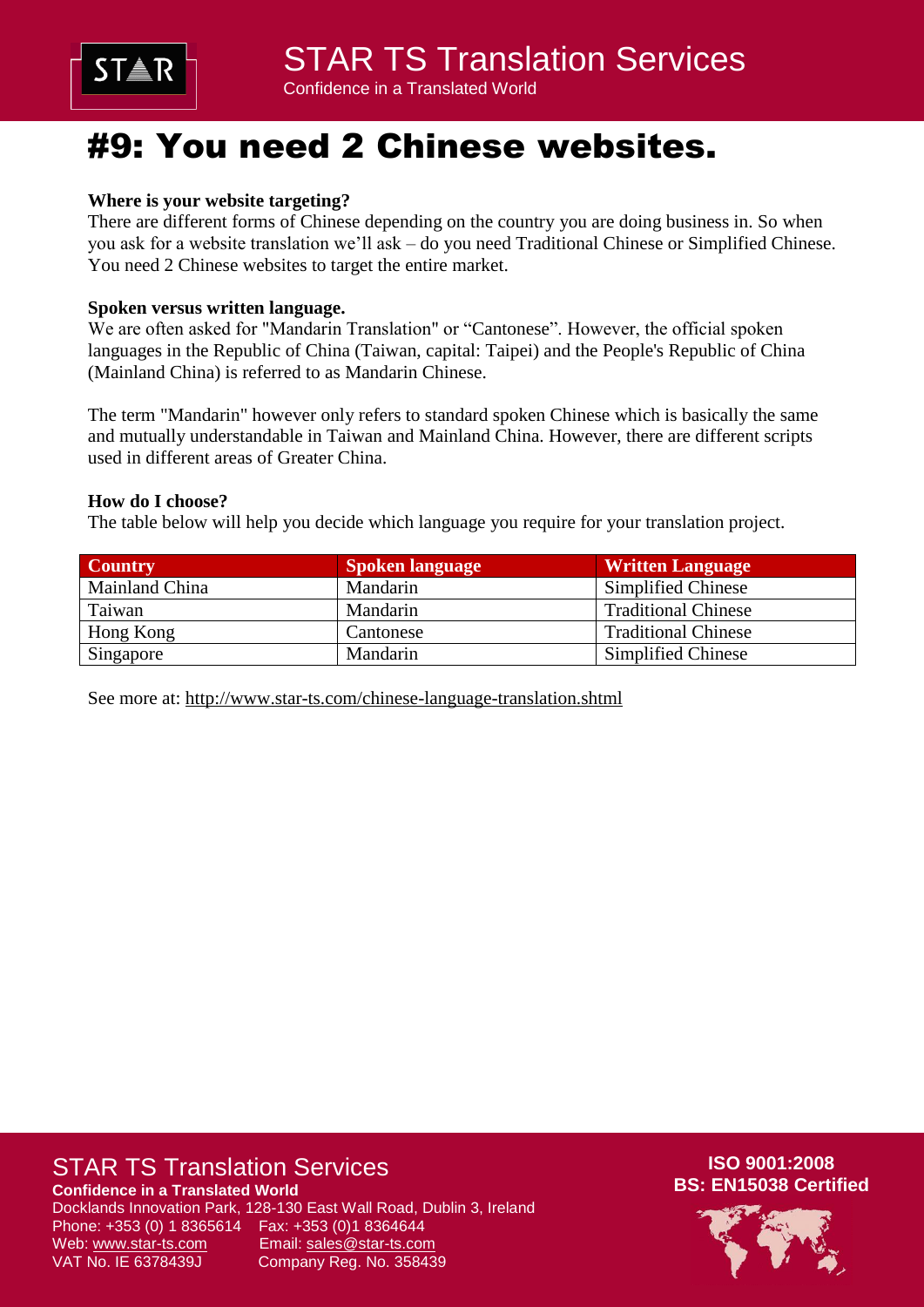# #9: You need 2 Chinese websites.

**Where is your website targeting?**

There are different forms of Chinese depending on the country you are doing business in. So when you ask for a website translation we'll ask – do you need Traditional Chinese or Simplified Chinese. You need 2 Chinese websites to target the entire market.

**Spoken versus written language.**

We are often asked for "Mandarin Translation" or "Cantonese". However, the official spoken languages in the Republic of China (Taiwan, capital: Taipei) and the People's Republic of China (Mainland China) is referred to as Mandarin Chinese.

The term "Mandarin" however only refers to standard spoken Chinese which is basically the same and mutually understandable in Taiwan and Mainland China. However, there are different scripts used in different areas of Greater China.

**How do I choose?**

The table below will help you decide which language you require for your translation project.

| Country | Spoken language | Written Language |
| --- | --- | --- |
| Mainland China | Mandarin | Simplified Chinese |
| Taiwan | Mandarin | Traditional Chinese |
| Hong Kong | Cantonese | Traditional Chinese |
| Singapore | Mandarin | Simplified Chinese |

See more at: http://www.star-ts.com/chinese-language-translation.shtml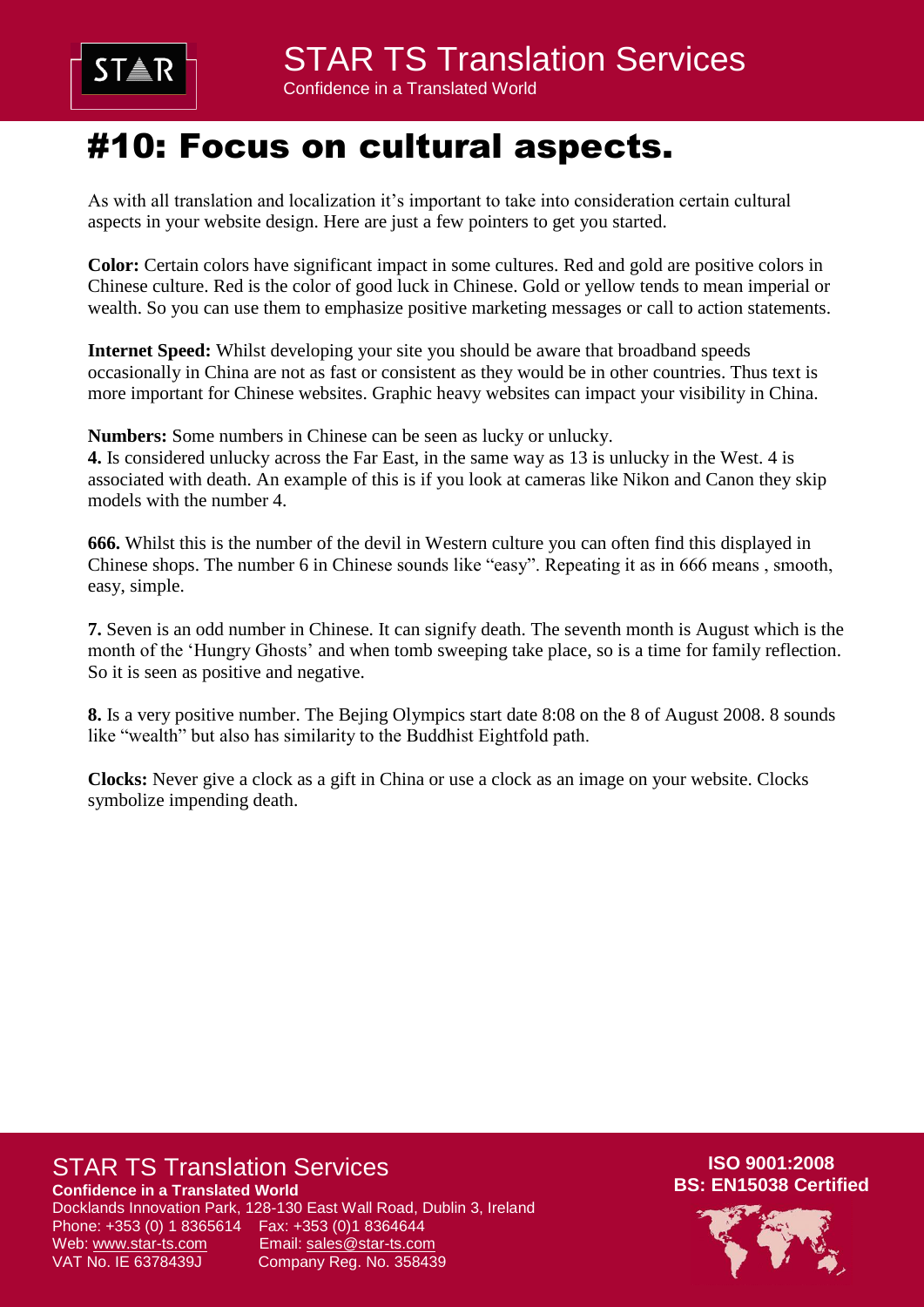# #10: Focus on cultural aspects.

As with all translation and localization it's important to take into consideration certain cultural aspects in your website design. Here are just a few pointers to get you started.

**Color:** Certain colors have significant impact in some cultures. Red and gold are positive colors in Chinese culture. Red is the color of good luck in Chinese. Gold or yellow tends to mean imperial or wealth. So you can use them to emphasize positive marketing messages or call to action statements.

**Internet Speed:** Whilst developing your site you should be aware that broadband speeds occasionally in China are not as fast or consistent as they would be in other countries. Thus text is more important for Chinese websites. Graphic heavy websites can impact your visibility in China.

**Numbers:** Some numbers in Chinese can be seen as lucky or unlucky.

**4.** Is considered unlucky across the Far East, in the same way as 13 is unlucky in the West. 4 is associated with death. An example of this is if you look at cameras like Nikon and Canon they skip models with the number 4.

**666.** Whilst this is the number of the devil in Western culture you can often find this displayed in Chinese shops. The number 6 in Chinese sounds like "easy". Repeating it as in 666 means , smooth, easy, simple.

**7.** Seven is an odd number in Chinese. It can signify death. The seventh month is August which is the month of the 'Hungry Ghosts' and when tomb sweeping take place, so is a time for family reflection. So it is seen as positive and negative.

**8.** Is a very positive number. The Bejing Olympics start date 8:08 on the 8 of August 2008. 8 sounds like "wealth" but also has similarity to the Buddhist Eightfold path.

**Clocks:** Never give a clock as a gift in China or use a clock as an image on your website. Clocks symbolize impending death.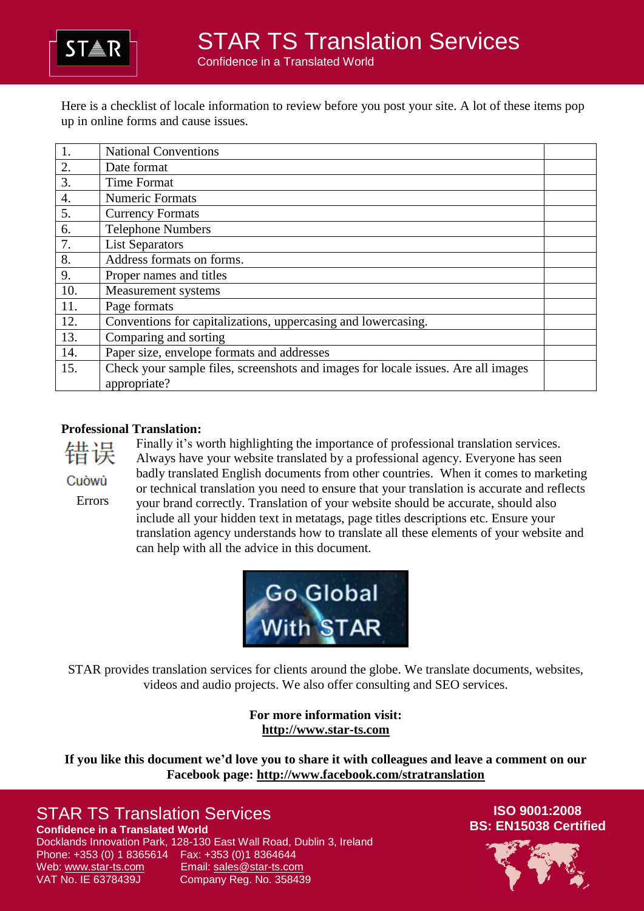Here is a checklist of locale information to review before you post your site. A lot of these items pop up in online forms and cause issues.

| | | |
|---|---|---|
| 1. | National Conventions | |
| 2. | Date format | |
| 3. | Time Format | |
| 4. | Numeric Formats | |
| 5. | Currency Formats | |
| 6. | Telephone Numbers | |
| 7. | List Separators | |
| 8. | Address formats on forms. | |
| 9. | Proper names and titles | |
| 10. | Measurement systems | |
| 11. | Page formats | |
| 12. | Conventions for capitalizations, uppercasing and lowercasing. | |
| 13. | Comparing and sorting | |
| 14. | Paper size, envelope formats and addresses | |
| 15. | Check your sample files, screenshots and images for locale issues. Are all images appropriate? | |

**Professional Translation:**

错误
Cuòwù
Errors

Finally it's worth highlighting the importance of professional translation services. Always have your website translated by a professional agency. Everyone has seen badly translated English documents from other countries. When it comes to marketing or technical translation you need to ensure that your translation is accurate and reflects your brand correctly. Translation of your website should be accurate, should also include all your hidden text in metatags, page titles descriptions etc. Ensure your translation agency understands how to translate all these elements of your website and can help with all the advice in this document.

Go Global With STAR

STAR provides translation services for clients around the globe. We translate documents, websites, videos and audio projects. We also offer consulting and SEO services.

**For more information visit:**
**http://www.star-ts.com**

**If you like this document we'd love you to share it with colleagues and leave a comment on our Facebook page: http://www.facebook.com/stratranslation**